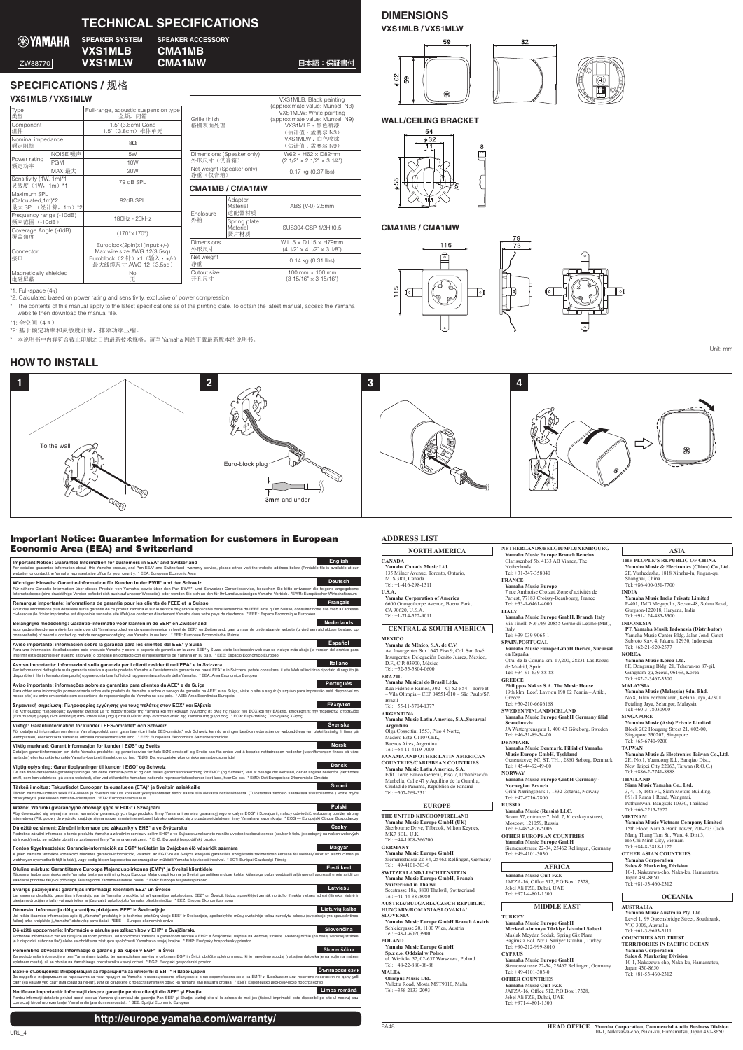# TECHNICAL SPECIFICATIONS

YAMAHA

ZW88770

SPEAKER SYSTEM **VXS1MLB** **VXS1MLW**

SPEAKER ACCESSORY **CMA1MB** **CMA1MW**

日本語：保証書付

## SPECIFICATIONS / 规格

### VXS1MLB / VXS1MLW

| | | |
|---|---|---|
| Type 类型 | | Full-range, acoustic suspension type 全频，闭箱 |
| Component 组件 | | 1.5" (3.8cm) Cone 1.5"（3.8cm）椎体单元 |
| Nominal impedance 额定阻抗 | | 8Ω |
| Power rating 额定功率 | NOISE 噪声 | 5W |
| | PGM | 10W |
| | MAX 最大 | 20W |
| Sensitivity (1W, 1m)*1 灵敏度（1W，1m）*1 | | 79 dB SPL |
| Maximum SPL (Calculated,1m)*2 最大 SPL（经计算，1m）*2 | | 92dB SPL |
| Frequency range (-10dB) 频率范围（-10dB） | | 180Hz - 20kHz |
| Coverage Angle (-6dB) 覆盖角度 | | (170°×170°) |
| Connector 接口 | | Euroblock(2pin)x1(input:+/-) Max.wire size AWG 12(3.5sq) Euroblock（2 针）x1（输入：+/-）最大线缆尺寸 AWG 12（3.5sq） |
| Magnetically shielded 电磁屏蔽 | | No 无 |
| Grille finish 格栅表面处理 | | VXS1MLB: Black painting (approximate value: Munsell N3) VXS1MLW: White painting (approximate value: Munsell N9) VXS1MLB：黑色喷漆（估计值：孟塞尔 N3） VXS1MLW：白色喷漆（估计值：孟塞尔 N9） |
| Dimensions (Speaker only) 外形尺寸（仅音箱） | | W62 × H62 × D82mm (2 1/2" × 2 1/2" × 3 1/4") |
| Net weight (Speaker only) 净重（仅音箱） | | 0.17 kg (0.37 lbs) |

### CMA1MB / CMA1MW

| | | |
|---|---|---|
| Enclosure 外箱 | Adapter Material 适配器材质 | ABS (V-0) 2.5mm |
| | Spring plate Material 簧片材质 | SUS304-CSP 1/2H t0.5 |
| Dimensions 外形尺寸 | | W115 × D115 × H79mm (4 1/2" × 4 1/2" × 3 1/8") |
| Net weight 净重 | | 0.14 kg (0.31 lbs) |
| Cutout size 开孔尺寸 | | 100 mm × 100 mm (3 15/16" × 3 15/16") |

*1: Full-space (4π)

*2: Calculated based on power rating and sensitivity, exclusive of power compression

\* The contents of this manual apply to the latest specifications as of the printing date. To obtain the latest manual, access the Yamaha website then download the manual file.

*1: 全空间（4π）

*2: 基于额定功率和灵敏度计算，排除功率压缩。

\* 本说明书中内容符合截止印刷之日的最新技术规格。请至 Yamaha 网站下载最新版本的说明书。

## DIMENSIONS

### VXS1MLB / VXS1MLW

59, 82, φ62, 59

### WALL/CEILING BRACKET

54, φ32, 11, 8, φ55, 5

### CMA1MB / CMA1MW

115, 79, 73, 115

Unit: mm

## HOW TO INSTALL

1 To the wall

2 Euro-block plug

3mm and under

3

4

## Important Notice: Guarantee Information for customers in European Economic Area (EEA) and Switzerland

**English**
**Important Notice: Guarantee Information for customers in EEA* and Switzerland**
For detailed guarantee information about this Yamaha product, and Pan-EEA* and Switzerland warranty service, please either visit the website address below (Printable file is available at our website) or contact the Yamaha representative office for your country. * EEA: European Economic Area

**Deutsch**
**Wichtiger Hinweis: Garantie-Information für Kunden in der EWR* und der Schweiz**
Für nähere Garantie-Information über dieses Produkt von Yamaha, sowie über den Pan-EWR*- und Schweizer Garantieservice, besuchen Sie bitte entweder die folgend angegebene Internetadresse (eine druckfähige Version befindet sich auch auf unserer Webseite), oder wenden Sie sich an den für Ihr Land zuständigen Yamaha-Vertrieb. *EWR: Europäischer Wirtschaftsraum

**Français**
**Remarque importante: informations de garantie pour les clients de l'EEE et la Suisse**
Pour des informations plus détaillées sur la garantie de ce produit Yamaha et sur le service de garantie applicable dans l'ensemble de l'EEE ainsi qu'en Suisse, consultez notre site Web à l'adresse ci-dessous (le fichier imprimable est disponible sur notre site Web) ou contactez directement Yamaha dans votre pays de résidence. * EEE : Espace Economique Européen

**Nederlands**
**Belangrijke mededeling: Garantie-informatie voor klanten in de EER* en Zwitserland**
Voor gedetailleerde garantie-informatie over dit Yamaha-product en de garantieservice in heel de EER* en Zwitserland, gaat u naar de onderstaande website (u vind een afdrukbaar bestand op onze website) of neemt u contact op met de vertegenwoordiging van Yamaha in uw land. * EER: Europese Economische Ruimte

**Español**
**Aviso importante: información sobre la garantía para los clientes del EEE* y Suiza**
Para una información detallada sobre este producto Yamaha y sobre el soporte de garantía en la zona EEE* y Suiza, visite la dirección web que se incluye más abajo (la version del archivo para imprimir esta disponible en nuestro sitio web) o póngase en contacto con el representante de Yamaha en su país. * EEE: Espacio Económico Europeo

**Italiano**
**Avviso importante: informazioni sulla garanzia per i clienti residenti nell'EEA* e in Svizzera**
Per informazioni dettagliate sulla garanzia relativa a questo prodotto Yamaha e l'assistenza in garanzia nei paesi EEA* e in Svizzera, potete consultare il sito Web all'indirizzo riportato di seguito (è disponibile il file in formato stampabile) oppure contattare l'ufficio di rappresentanza locale della Yamaha. * EEA: Area Economica Europea

**Português**
**Aviso importante: informações sobre as garantias para clientes da AEE* e da Suíça**
Para obter uma informação pormenorizada sobre este produto da Yamaha e sobre o serviço de garantia na AEE* e na Suíça, visite o site a seguir (o arquivo para impressão está disponível no nosso site) ou entre em contato com o escritório de representação da Yamaha no seu país. * AEE: Área Econômica Européia

**Ελληνικά**
**Σημαντική σημείωση: Πληροφορίες εγγύησης για τους πελάτες στον ΕΟΧ* και Ελβετία**
Για λεπτομερείς πληροφορίες εγγύησης σχετικά με το παρόν προϊόν της Yamaha και την κάλυψη εγγύησης σε όλες τις χώρες του ΕΟΧ και την Ελβετία, επισκεφτείτε την παρακάτω ιστοσελίδα (Εκτυπώσιμη μορφή είναι διαθέσιμη στην ιστοσελίδα μας) ή απευθυνθείτε στην αντιπροσωπεία της Yamaha στη χώρα σας. * ΕΟΧ: Ευρωπαϊκός Οικονομικός Χώρος

**Svenska**
**Viktigt: Garantiinformation för kunder i EES-området* och Schweiz**
För detaljerad information om denna Yamahaprodukt samt garantiservice i hela EES-området* och Schweiz kan du antingen besöka nedanstående webbaddress (en utskriftsvänlig fil finns på webbplatsen) eller kontakta Yamahas officiella representant i ditt land. * EES: Europeiska Ekonomiska Samarbetsområdet

**Norsk**
**Viktig merknad: Garantiinformasjon for kunder i EØS* og Sveits**
Detaljert garantiinformasjon om dette Yamaha-produktet og garantiservice for hele EØS-området* og Sveits kan fås enten ved å besøke nettadressen nedenfor (utskriftsversjon finnes på våre nettsider) eller kontakte kontakte Yamaha-kontoret i landet der du bor. *EØS: Det europeiske økonomiske samarbeidsområdet

**Dansk**
**Vigtig oplysning: Garantioplysninger til kunder i EØO* og Schweiz**
De kan finde detaljerede garantioplysninger om dette Yamaha-produkt og den fælles garantiserviceordning for EØO* (og Schweiz) ved at besøge det websted, der er angivet nedenfor (der findes en fil, som kan udskrives, på vores websted), eller ved at kontakte Yamahas nationale repræsentationskontor i det land, hvor De bor. * EØO: Det Europæiske Økonomiske Område

**Suomi**
**Tärkeä ilmoitus: Takuutiedot Euroopan talousalueen (ETA)* ja Sveitsin asiakkaille**
Tämän Yamaha-tuotteen sekä ETA-alueen ja Sveitsin takuuta koskevat yksityiskohtaiset tiedot saatte alla olevasta nettiosoitteesta. (Tulostettava tiedosto saatavissa sivustollamme.) Voitte myös ottaa yhteyttä paikalliseen Yamaha-edustajaan. *ETA: Euroopan talousalue

**Polski**
**Ważne: Warunki gwarancyjne obowiązujące w EOG* i Szwajcarii**
Aby dowiedzieć się więcej na temat warunków gwarancyjnych tego produktu firmy Yamaha i serwisu gwarancyjnego w całym EOG* i Szwajcarii, należy odwiedzić wskazaną poniżej stronę internetową (Plik gotowy do wydruku znajduje się na naszej stronie internetowej) lub skontaktować się z przedstawicielstwem firmy Yamaha w swoim kraju. * EOG — Europejski Obszar Gospodarczy

**Česky**
**Důležité oznámení: Záruční informace pro zákazníky v EHS* a ve Švýcarsku**
Podrobné záruční informace o tomto produktu Yamaha a záručním servisu v celém EHS* a ve Švýcarsku naleznete na níže uvedené webové adrese (soubor k tisku je dostupný na našich webových stránkách) nebo se můžete obrátit na zastoupení firmy Yamaha ve své zemi. * EHS: Evropský hospodářský prostor

**Magyar**
**Fontos figyelmeztetés: Garancia-információk az EGT* területén és Svájcban élő vásárlók számára**
A jelen Yamaha termékre vonatkozó részletes garancia-információk, valamint az EGT*-re és Svájcra kiterjedő garanciális szolgáltatás tekintetében keresse fel webhelyünket az alábbi címen (a webhelyen nyomtatható fájlt is talál), vagy pedig lépjen kapcsolatba az országában működő Yamaha képviseleti irodával. * EGT: Európai Gazdasági Térség

**Eesti keel**
**Oluline märkus: Garantiiteave Euroopa Majanduspiirkonna (EMP)* ja Šveitsi klientidele**
Täpsema teabe saamiseks selle Yamaha toote garantii ning kogu Euroopa Majanduspiirkonna ja Šveitsi garantiiteeninduse kohta, külastage palun veebisaiti allpool toodud aadressil (meie saidil on saadaval prinditav fail) või pöörduge Teie regiooni Yamaha esinduse poole. * EMP: Euroopa Majanduspiirkond

**Latviešu**
**Svarīgs paziņojums: garantijas informācija klientiem EEZ* un Šveicē**
Lai saņemtu detalizētu garantijas informāciju par šo Yamaha produktu, kā arī garantijas apkalpošanu EEZ* un Šveicē, lūdzu, apmeklējiet zemāk norādītā tīmekļa vietnes adresi (tīmekļa vietnē ir pieejams drukājams fails) vai sazinieties ar jūsu valsti apkalpojošo Yamaha pārstāvniecību. * EEZ: Eiropas Ekonomikas zona

**Lietuvių kalba**
**Dėmesio: informacija dėl garantijos pirkėjams EEE* ir Šveicarijoje**
Jei reikia išsamios informacijos apie šį „Yamaha" produktą ir jo techninę priežiūrą visoje EEE* ir Šveicarijoje, apsilankykite mūsų svetainėje toliau nurodytu adresu (svetainėje yra spausdintinas failas) arba kreipkitės į „Yamaha" atstovybę savo šaliai. *EEE – Europos ekonominė erdvė

**Slovenčina**
**Dôležité upozornenie: Informácie o záruke pre zákazníkov v EHP* a Švajčiarsku**
Podrobné informácie o záruke týkajúce sa tohto produktu od spoločnosti Yamaha a garančnom servise v EHP* a Švajčiarsku nájdete na webovej stránke uvedenej nižšie (na webovej stránke je k dispozícii súbor na tlač) alebo sa obráťte na zástupcu spoločnosti Yamaha vo svojej krajine. * EHP: Európsky hospodársky priestor

**Slovenščina**
**Pomembno obvestilo: Informacije o garanciji za kupce v EGP* in Švici**
Za podrobnejše informacije o tem Yamahinem izdelku ter garancijskem servisu v celotnem EGP in Švici, obiščite spletno mesto, ki je navedeno spodaj (natisljiva datoteka je na voljo na našem spletnem mestu), ali se obrnite na Yamahinega predstavnika v svoji državi. * EGP: Evropski gospodarski prostor

**Български език**
**Важно съобщение: Информация за гаранцията за клиенти в ЕИП* и Швейцария**
За подробна информация за гаранцията за този продукт на Yamaha и гаранционното обслужване в паневропейската зона на ЕИП* и Швейцария или посетете посочения по-долу уеб сайт (на нашия уеб сайт има файл за печат), или се свържете с представителния офис на Yamaha във вашата страна. * ЕИП: Европейско икономическо пространство

**Limba română**
**Notificare importantă: Informații despre garanție pentru clienții din SEE* și Elveția**
Pentru informații detaliate privind acest produs Yamaha și serviciul de garanție Pan-SEE* și Elveția, vizitați site-ul la adresa de mai jos (fișierul imprimabil este disponibil pe site-ul nostru) sau contactați biroul reprezentanței Yamaha din țara dumneavoastră. * SEE: Spațiul Economic European

**http://europe.yamaha.com/warranty/**

URL_4

## ADDRESS LIST

### NORTH AMERICA

**CANADA**
**Yamaha Canada Music Ltd.**
135 Milner Avenue, Toronto, Ontario, M1S 3R1, Canada
Tel: +1-416-298-1311

**U.S.A.**
**Yamaha Corporation of America**
6600 Orangethorpe Avenue, Buena Park, CA 90620, U.S.A.
Tel: +1-714-522-9011

### CENTRAL & SOUTH AMERICA

**MEXICO**
**Yamaha de México, S.A. de C.V.**
Av. Insurgentes Sur 1647 Piso 9, Col. San José Insurgentes, Delegación Benito Juárez, México, D.F., C.P. 03900, México
Tel: +52-55-5804-0600

**BRAZIL**
**Yamaha Musical do Brasil Ltda.**
Rua Fidêncio Ramos, 302 – Cj 52 e 54 – Torre B – Vila Olímpia – CEP 04551-010 – São Paulo/SP, Brazil
Tel: +55-11-3704-1377

**ARGENTINA**
**Yamaha Music Latin America, S.A., Sucursal Argentina**
Olga Cossettini 1553, Piso 4 Norte, Madero Este-C1107CEK, Buenos Aires, Argentina
Tel: +54-11-4119-7000

**PANAMA AND OTHER LATIN AMERICAN COUNTRIES/CARIBBEAN COUNTRIES**
**Yamaha Music Latin America, S.A.**
Edif. Torre Banco General, Piso 7, Urbanización Marbella, Calle 47 y Aquilino de la Guardia, Ciudad de Panamá, República de Panamá
Tel: +507-269-5311

### EUROPE

**THE UNITED KINGDOM/IRELAND**
**Yamaha Music Europe GmbH (UK)**
Sherbourne Drive, Tilbrook, Milton Keynes, MK7 8BL, U.K.
Tel: +44-1908-366700

**GERMANY**
**Yamaha Music Europe GmbH**
Siemensstrasse 22-34, 25462 Rellingen, Germany
Tel: +49-4101-303-0

**SWITZERLAND/LIECHTENSTEIN**
**Yamaha Music Europe GmbH, Branch Switzerland in Thalwil**
Seestrasse 18a, 8800 Thalwil, Switzerland
Tel: +41-44-3878080

**AUSTRIA/BULGARIA/CZECH REPUBLIC/HUNGARY/ROMANIA/SLOVAKIA/SLOVENIA**
**Yamaha Music Europe GmbH Branch Austria**
Schleiergasse 20, 1100 Wien, Austria
Tel: +43-1-60203900

**POLAND**
**Yamaha Music Europe GmbH Sp.z o.o. Oddział w Polsce**
ul. Wielicka 52, 02-657 Warszawa, Poland
Tel: +48-22-880-08-88

**MALTA**
**Olimpus Music Ltd.**
Valletta Road, Mosta MST9010, Malta
Tel: +356-2133-2093

**NETHERLANDS/BELGIUM/LUXEMBOURG**
**Yamaha Music Europe Branch Benelux**
Clarissenhof 5b, 4133 AB Vianen, The Netherlands
Tel: +31-347-358040

**FRANCE**
**Yamaha Music Europe**
7 rue Ambroise Croizat, Zone d'activités de Pariest, 77183 Croissy-Beaubourg, France
Tel: +33-1-6461-4000

**ITALY**
**Yamaha Music Europe GmbH, Branch Italy**
Via Tinelli N.67/69 20855 Gerno di Lesmo (MB), Italy
Tel: +39-039-9065-1

**SPAIN/PORTUGAL**
**Yamaha Music Europe GmbH Ibérica, Sucursal en España**
Ctra. de la Coruna km. 17,200, 28231 Las Rozas de Madrid, Spain
Tel: +34-91-639-88-88

**GREECE**
**Philippos Nakas S.A. The Music House**
19th klm. Leof. Lavriou 190 02 Peania – Attiki, Greece
Tel: +30-210-6686168

**SWEDEN/FINLAND/ICELAND**
**Yamaha Music Europe GmbH Germany filial Scandinavia**
JA Wettergrensgata 1, 400 43 Göteborg, Sweden
Tel: +46-31-89-34-00

**DENMARK**
**Yamaha Music Denmark, Fillial of Yamaha Music Europe GmbH, Tyskland**
Generatorvej 8C, ST. TH., 2860 Søborg, Denmark
Tel: +45-44-92-49-00

**NORWAY**
**Yamaha Music Europe GmbH Germany - Norwegian Branch**
Grini Næringspark 1, 1332 Østerås, Norway
Tel: +47-6716-7800

**RUSSIA**
**Yamaha Music (Russia) LLC.**
Room 37, entrance 7, bld. 7, Kievskaya street, Moscow, 121059, Russia
Tel: +7-495-626-5005

**OTHER EUROPEAN COUNTRIES**
**Yamaha Music Europe GmbH**
Siemensstrasse 22-34, 25462 Rellingen, Germany
Tel: +49-4101-3030

### AFRICA

**Yamaha Music Gulf FZE**
JAFZA-16, Office 512, P.O.Box 17328, Jebel Ali FZE, Dubai, UAE
Tel: +971-4-801-1500

### MIDDLE EAST

**TURKEY**
**Yamaha Music Europe GmbH Merkezi Almanya Türkiye İstanbul Şubesi**
Maslak Meydan Sodak, Spring Giz Plaza Bagimsiz Böl. No:3, Sariyer Istanbul, Turkey
Tel: +90-212-999-8010

**CYPRUS**
**Yamaha Music Europe GmbH**
Siemensstrasse 22-34, 25462 Rellingen, Germany
Tel: +49-4101-303-0

**OTHER COUNTRIES**
**Yamaha Music Gulf FZE**
JAFZA-16, Office 512, P.O.Box 17328, Jebel Ali FZE, Dubai, UAE
Tel: +971-4-801-1500

### ASIA

**THE PEOPLE'S REPUBLIC OF CHINA**
**Yamaha Music & Electronics (China) Co.,Ltd.**
2F, Yunhedasha, 1818 Xinzha-lu, Jingan-qu, Shanghai, China
Tel: +86-400-051-7700

**INDIA**
**Yamaha Music India Private Limited**
P-401, JMD Megapolis, Sector-48, Sohna Road, Gurgaon-122018, Haryana, India
Tel: +91-124-485-3300

**INDONESIA**
**PT. Yamaha Musik Indonesia (Distributor)**
Yamaha Music Center Bldg. Jalan Jend. Gatot Subroto Kav. 4, Jakarta 12930, Indonesia
Tel: +62-21-520-2577

**KOREA**
**Yamaha Music Korea Ltd.**
8F, Dongsung Bldg. 21, Teheran-ro 87-gil, Gangnam-gu, Seoul, 06169, Korea
Tel: +82-2-3467-3300

**MALAYSIA**
**Yamaha Music (Malaysia) Sdn. Bhd.**
No.8, Jalan Perbandaran, Kelana Jaya, 47301 Petaling Jaya, Selangor, Malaysia
Tel: +60-3-78030900

**SINGAPORE**
**Yamaha Music (Asia) Private Limited**
Block 202 Hougang Street 21, #02-00, Singapore 530202, Singapore
Tel: +65-6740-9200

**TAIWAN**
**Yamaha Music & Electronics Taiwan Co.,Ltd.**
2F., No.1, Yuandong Rd., Banqiao Dist., New Taipei City 22063, Taiwan (R.O.C.)
Tel: +886-2-7741-8888

**THAILAND**
**Siam Music Yamaha Co., Ltd.**
3, 4, 15, 16th Fl., Siam Motors Building, 891/1 Rama 1 Road, Wangmai, Pathumwan, Bangkok 10330, Thailand
Tel: +66-2215-2622

**VIETNAM**
**Yamaha Music Vietnam Company Limited**
15th Floor, Nam A Bank Tower, 201-203 Cach Mang Thang Tam St., Ward 4, Dist.3, Ho Chi Minh City, Vietnam
Tel: +84-8-3818-1122

**OTHER ASIAN COUNTRIES**
**Yamaha Corporation Sales & Marketing Division**
10-1, Nakazawa-cho, Naka-ku, Hamamatsu, Japan 430-8650
Tel: +81-53-460-2312

### OCEANIA

**AUSTRALIA**
**Yamaha Music Australia Pty. Ltd.**
Level 1, 99 Queensbridge Street, Southbank, VIC 3006, Australia
Tel: +61-3-9693-5111

**COUNTRIES AND TRUST TERRITORIES IN PACIFIC OCEAN**
**Yamaha Corporation Sales & Marketing Division**
10-1, Nakazawa-cho, Naka-ku, Hamamatsu, Japan 430-8650
Tel: +81-53-460-2312

PA48

**HEAD OFFICE** **Yamaha Corporation, Commercial Audio Business Division**
10-1, Nakazawa-cho, Naka-ku, Hamamatsu, Japan 430-8650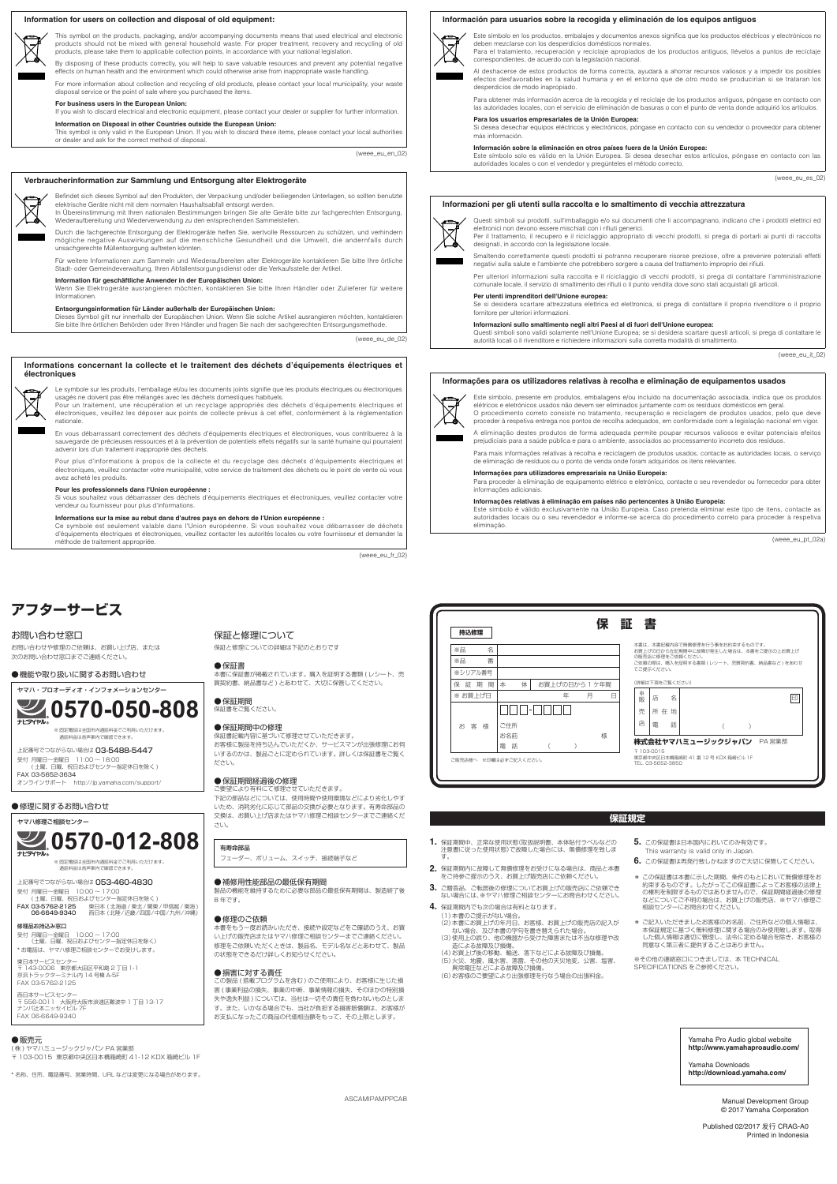## Information for users on collection and disposal of old equipment:

This symbol on the products, packaging, and/or accompanying documents means that used electrical and electronic products should not be mixed with general household waste. For proper treatment, recovery and recycling of old products, please take them to applicable collection points, in accordance with your national legislation.

By disposing of these products correctly, you will help to save valuable resources and prevent any potential negative effects on human health and the environment which could otherwise arise from inappropriate waste handling.

For more information about collection and recycling of old products, please contact your local municipality, your waste disposal service or the point of sale where you purchased the items.

**For business users in the European Union:**
If you wish to discard electrical and electronic equipment, please contact your dealer or supplier for further information.

**Information on Disposal in other Countries outside the European Union:**
This symbol is only valid in the European Union. If you wish to discard these items, please contact your local authorities or dealer and ask for the correct method of disposal.

(weee_eu_en_02)

## Verbraucherinformation zur Sammlung und Entsorgung alter Elektrogeräte

Befindet sich dieses Symbol auf den Produkten, der Verpackung und/oder beiliegenden Unterlagen, so sollten benutzte elektrische Geräte nicht mit dem normalen Haushaltsabfall entsorgt werden.
In Übereinstimmung mit Ihren nationalen Bestimmungen bringen Sie alte Geräte bitte zur fachgerechten Entsorgung, Wiederaufbereitung und Wiederverwendung zu den entsprechenden Sammelstellen.

Durch die fachgerechte Entsorgung der Elektrogeräte helfen Sie, wertvolle Ressourcen zu schützen, und verhindern mögliche negative Auswirkungen auf die menschliche Gesundheit und die Umwelt, die andernfalls durch unsachgerechte Müllentsorgung auftreten könnten.

Für weitere Informationen zum Sammeln und Wiederaufbereiten alter Elektrogeräte kontaktieren Sie bitte Ihre örtliche Stadt- oder Gemeindeverwaltung, Ihren Abfallentsorgungsdienst oder die Verkaufsstelle der Artikel.

**Information für geschäftliche Anwender in der Europäischen Union:**
Wenn Sie Elektrogeräte ausrangieren möchten, kontaktieren Sie bitte Ihren Händler oder Zulieferer für weitere Informationen.

**Entsorgungsinformation für Länder außerhalb der Europäischen Union:**
Dieses Symbol gilt nur innerhalb der Europäischen Union. Wenn Sie solche Artikel ausrangieren möchten, kontaktieren Sie bitte Ihre örtlichen Behörden oder Ihren Händler und fragen Sie nach der sachgerechten Entsorgungsmethode.

(weee_eu_de_02)

## Informations concernant la collecte et le traitement des déchets d'équipements électriques et électroniques

Le symbole sur les produits, l'emballage et/ou les documents joints signifie que les produits électriques ou électroniques usagés ne doivent pas être mélangés avec les déchets domestiques habituels.
Pour un traitement, une récupération et un recyclage appropriés des déchets d'équipements électriques et électroniques, veuillez les déposer aux points de collecte prévus à cet effet, conformément à la réglementation nationale.

En vous débarrassant correctement des déchets d'équipements électriques et électroniques, vous contribuerez à la sauvegarde de précieuses ressources et à la prévention de potentiels effets négatifs sur la santé humaine qui pourraient advenir lors d'un traitement inapproprié des déchets.

Pour plus d'informations à propos de la collecte et du recyclage des déchets d'équipements électriques et électroniques, veuillez contacter votre municipalité, votre service de traitement des déchets ou le point de vente où vous avez acheté les produits.

**Pour les professionnels dans l'Union européenne :**
Si vous souhaitez vous débarrasser des déchets d'équipements électriques et électroniques, veuillez contacter votre vendeur ou fournisseur pour plus d'informations.

**Informations sur la mise au rebut dans d'autres pays en dehors de l'Union européenne :**
Ce symbole est seulement valable dans l'Union européenne. Si vous souhaitez vous débarrasser de déchets d'équipements électriques et électroniques, veuillez contacter les autorités locales ou votre fournisseur et demander la méthode de traitement appropriée.

(weee_eu_fr_02)

## Información para usuarios sobre la recogida y eliminación de los equipos antiguos

Este símbolo en los productos, embalajes y documentos anexos significa que los productos eléctricos y electrónicos no deben mezclarse con los desperdicios domésticos normales.
Para el tratamiento, recuperación y reciclaje apropiados de los productos antiguos, llévelos a puntos de reciclaje correspondientes, de acuerdo con la legislación nacional.

Al deshacerse de estos productos de forma correcta, ayudará a ahorrar recursos valiosos y a impedir los posibles efectos desfavorables en la salud humana y en el entorno que de otro modo se producirían si se trataran los desperdicios de modo inapropiado.

Para obtener más información acerca de la recogida y el reciclaje de los productos antiguos, póngase en contacto con las autoridades locales, con el servicio de eliminación de basuras o con el punto de venta donde adquirió los artículos.

**Para los usuarios empresariales de la Unión Europea:**
Si desea desechar equipos eléctricos y electrónicos, póngase en contacto con su vendedor o proveedor para obtener más información.

**Información sobre la eliminación en otros países fuera de la Unión Europea:**
Este símbolo solo es válido en la Unión Europea. Si desea desechar estos artículos, póngase en contacto con las autoridades locales o con el vendedor y pregúnteles el método correcto.

(weee_eu_es_02)

## Informazioni per gli utenti sulla raccolta e lo smaltimento di vecchia attrezzatura

Questi simboli sui prodotti, sull'imballaggio e/o sui documenti che li accompagnano, indicano che i prodotti elettrici ed elettronici non devono essere mischiati con i rifiuti generici.
Per il trattamento, il recupero e il riciclaggio appropriato di vecchi prodotti, si prega di portarli ai punti di raccolta designati, in accordo con la legislazione locale.

Smaltendo correttamente questi prodotti si potranno recuperare risorse preziose, oltre a prevenire potenziali effetti negativi sulla salute e l'ambiente che potrebbero sorgere a causa del trattamento improprio dei rifiuti.

Per ulteriori informazioni sulla raccolta e il riciclaggio di vecchi prodotti, si prega di contattare l'amministrazione comunale locale, il servizio di smaltimento dei rifiuti o il punto vendita dove sono stati acquistati gli articoli.

**Per utenti imprenditori dell'Unione europea:**
Se si desidera scartare attrezzatura elettrica ed elettronica, si prega di contattare il proprio rivenditore o il proprio fornitore per ulteriori informazioni.

**Informazioni sullo smaltimento negli altri Paesi al di fuori dell'Unione europea:**
Questi simboli sono validi solamente nell'Unione Europea; se si desidera scartare questi articoli, si prega di contattare le autorità locali o il rivenditore e richiedere informazioni sulla corretta modalità di smaltimento.

(weee_eu_it_02)

## Informações para os utilizadores relativas à recolha e eliminação de equipamentos usados

Este símbolo, presente em produtos, embalagens e/ou incluído na documentação associada, indica que os produtos elétricos e eletrónicos usados não devem ser eliminados juntamente com os resíduos domésticos em geral.
O procedimento correto consiste no tratamento, recuperação e reciclagem de produtos usados, pelo que deve proceder à respetiva entrega nos pontos de recolha adequados, em conformidade com a legislação nacional em vigor.

A eliminação destes produtos de forma adequada permite poupar recursos valiosos e evitar potenciais efeitos prejudiciais para a saúde pública e para o ambiente, associados ao processamento incorreto dos resíduos.

Para mais informações relativas à recolha e reciclagem de produtos usados, contacte as autoridades locais, o serviço de eliminação de resíduos ou o ponto de venda onde foram adquiridos os itens relevantes.

**Informações para utilizadores empresariais na União Europeia:**
Para proceder à eliminação de equipamento elétrico e eletrónico, contacte o seu revendedor ou fornecedor para obter informações adicionais.

**Informações relativas à eliminação em países não pertencentes à União Europeia:**
Este símbolo é válido exclusivamente na União Europeia. Caso pretenda eliminar este tipo de itens, contacte as autoridades locais ou o seu revendedor e informe-se acerca do procedimento correto para proceder à respetiva eliminação.

(weee_eu_pt_02a)

# アフターサービス

## お問い合わせ窓口

お問い合わせや修理のご依頼は、お買い上げ店、または次のお問い合わせ窓口までご連絡ください。

### ●機能や取り扱いに関するお問い合わせ

**ヤマハ・プロオーディオ・インフォメーションセンター**

**0570-050-808**

※固定電話は全国市内通話料金でご利用いただけます。通話料金は音声案内で確認できます。

上記番号でつながらない場合は **03-5488-5447**
受付 月曜日～金曜日 11:00～18:00
（土曜、日曜、祝日およびセンター指定休日を除く）
FAX 03-5652-3634
オンラインサポート http://jp.yamaha.com/support/

### ●修理に関するお問い合わせ

**ヤマハ修理ご相談センター**

**0570-012-808**

※固定電話は全国市内通話料金でご利用いただけます。通話料金は音声案内で確認できます。

上記番号でつながらない場合は **053-460-4830**
受付 月曜日～金曜日 10:00～17:00
（土曜、日曜、祝日およびセンター指定休日を除く）
FAX 03-5762-2125 東日本（北海道／東北／関東／甲信越／東海）
06-6649-9340 西日本（北陸／近畿／四国／中国／九州／沖縄）

**修理品お持込み窓口**
受付 月曜日～金曜日 10:00～17:00
（土曜、日曜、祝日およびセンター指定休日を除く）
＊お電話は、ヤマハ修理ご相談センターでお受けします。

東日本サービスセンター
〒143-0006 東京都大田区平和島2丁目1-1
京浜トラックターミナル内14号棟A-5F
FAX 03-5762-2125

西日本サービスセンター
〒556-0011 大阪府大阪市浪速区難波中1丁目13-17
ナンバ辻本ニッセイビル7F
FAX 06-6649-9340

### ●販売元

（株）ヤマハミュージックジャパン PA営業部
〒103-0015 東京都中央区日本橋箱崎町41-12 KDX箱崎ビル1F

＊名称、住所、電話番号、営業時間、URLなどは変更になる場合があります。

## 保証と修理について

保証と修理についての詳細は下記のとおりです

### ●保証書
本書に保証書が掲載されています。購入を証明する書類（レシート、売買契約書、納品書など）とあわせて、大切に保管してください。

### ●保証期間
保証書をご覧ください。

### ●保証期間中の修理
保証書記載内容に基づいて修理させていただきます。
お客様に製品を持ち込んでいただくか、サービスマンが出張修理にお伺いするのかは、製品ごとに定められています。詳しくは保証書をご覧ください。

### ●保証期間経過後の修理
ご要望により有料にて修理させていただきます。
下記の部品などについては、使用時間や使用環境などにより劣化しやすいため、消耗劣化に応じて部品の交換が必要となります。有寿命部品の交換は、お買い上げ店またはヤマハ修理ご相談センターまでご連絡ください。

**有寿命部品**
フェーダー、ボリューム、スイッチ、接続端子など

### ●補修用性能部品の最低保有期間
製品の機能を維持するために必要な部品の最低保有期間は、製造終了後8年です。

### ●修理のご依頼
本書をもう一度お読みいただき、接続や設定などをご確認のうえ、お買い上げの販売店またはヤマハ修理ご相談センターまでご連絡ください。修理をご依頼いただくときは、製品名、モデル名などとあわせて、製品の状態をできるだけ詳しくお知らせください。

### ●損害に対する責任
この製品（搭載プログラムを含む）のご使用により、お客様に生じた損害（事業利益の損失、事業の中断、事業情報の損失、そのほかの特別損失や逸失利益）については、当社は一切その責任を負わないものとします。また、いかなる場合でも、当社が負担する損害賠償額は、お客様がお支払になったこの商品の代価相当額をもって、その上限とします。

ASCAMIPAMPPCAB

# 保証書

**持込修理**

| | | | | | |
|---|---|---|---|---|---|
| ※品名 | | | | | |
| ※品番 | | | | | |
| ※シリアル番号 | | | | | |
| 保証期間 | 本体 | お買上げの日から1ヶ年間 | | | |
| ※お買上げ日 | | 年 | 月 | 日 | |
| お客様 | ご住所 □□□-□□□□ | | | | |
| | お名前 | | | 様 | |
| | 電話 （ ） | | | | |

ご販売店様へ ※印欄は必ずご記入ください。

本書は、本書記載内容で無償修理を行う事をお約束するものです。
お買上げの日から左記期間中に故障が発生した場合は、本書をご提示の上お買上げの販売店に修理をご依頼ください。
ご依頼の際は、購入を証明する書類（レシート、売買契約書、納品書など）をあわせてご提示ください。

（詳細は下項をご覧ください）

| | | |
|---|---|---|
| ※販売店 | 店名 | 印 |
| | 所在地 | |
| | 電話 | （ ） |

**株式会社ヤマハミュージックジャパン** PA営業部
〒103-0015
東京都中央区日本橋箱崎町41番12号 KDX箱崎ビル1F
TEL. 03-5652-3850

## 保証規定

1. 保証期間中、正常な使用状態（取扱説明書、本体貼付ラベルなどの注意書に従った使用状態）で故障した場合には、無償修理を致します。
2. 保証期間内に故障して無償修理をお受けになる場合は、商品と本書をご持参ご提示のうえ、お買上げ販売店にご依頼ください。
3. ご贈答品、ご転居後の修理についてお買上げの販売店にご依頼できない場合には、※ヤマハ修理ご相談センターにお問合せください。
4. 保証期間内でも次の場合は有料となります。
   (1) 本書のご提示がない場合。
   (2) 本書にお買上げの年月日、お客様、お買上げの販売店の記入がない場合、及び本書の字句を書き替えられた場合。
   (3) 使用上の誤り、他の機器から受けた障害または不当な修理や改造による故障及び損傷。
   (4) お買上げ後の移動、輸送、落下などによる故障及び損傷。
   (5) 火災、地震、風水害、落雷、その他の天災地変、公害、塩害、異常電圧などによる故障及び損傷。
   (6) お客様のご要望により出張修理を行なう場合の出張料金。
5. この保証書は日本国内においてのみ有効です。
   This warranty is valid only in Japan.
6. この保証書は再発行致しかねますので大切に保管してください。

＊ この保証書は本書に示した期間、条件のもとにおいて無償修理をお約束するものです。したがってこの保証書によってお客様の法律上の権利を制限するものではありませんので、保証期間経過後の修理などについてご不明の場合は、お買上げの販売店、※ヤマハ修理ご相談センターにお問合わせください。

＊ ご記入いただきましたお客様のお名前、ご住所などの個人情報は、本保証規定に基づく無料修理に関する場合のみご使用致します。取得した個人情報は適切に管理し、法令に定める場合を除き、お客様の同意なく第三者に提供することはありません。

※その他の連絡窓口につきましては、本TECHNICAL SPECIFICATIONSをご参照ください。

Yamaha Pro Audio global website
**http://www.yamahaproaudio.com/**

Yamaha Downloads
**http://download.yamaha.com/**

Manual Development Group
© 2017 Yamaha Corporation

Published 02/2017 発行 CRGA-A0
Printed in Indonesia